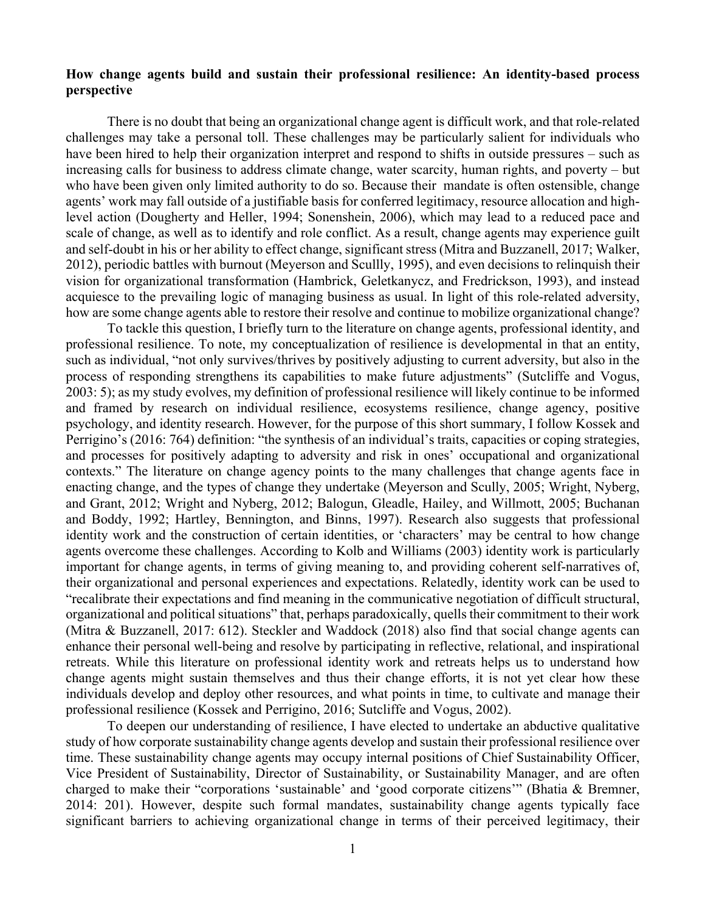**How change agents build and sustain their professional resilience: An identity-based process perspective**

There is no doubt that being an organizational change agent is difficult work, and that role-related challenges may take a personal toll. These challenges may be particularly salient for individuals who have been hired to help their organization interpret and respond to shifts in outside pressures – such as increasing calls for business to address climate change, water scarcity, human rights, and poverty – but who have been given only limited authority to do so. Because their mandate is often ostensible, change agents' work may fall outside of a justifiable basis for conferred legitimacy, resource allocation and high-level action (Dougherty and Heller, 1994; Sonenshein, 2006), which may lead to a reduced pace and scale of change, as well as to identify and role conflict. As a result, change agents may experience guilt and self-doubt in his or her ability to effect change, significant stress (Mitra and Buzzanell, 2017; Walker, 2012), periodic battles with burnout (Meyerson and Scullly, 1995), and even decisions to relinquish their vision for organizational transformation (Hambrick, Geletkanycz, and Fredrickson, 1993), and instead acquiesce to the prevailing logic of managing business as usual. In light of this role-related adversity, how are some change agents able to restore their resolve and continue to mobilize organizational change?

To tackle this question, I briefly turn to the literature on change agents, professional identity, and professional resilience. To note, my conceptualization of resilience is developmental in that an entity, such as individual, "not only survives/thrives by positively adjusting to current adversity, but also in the process of responding strengthens its capabilities to make future adjustments" (Sutcliffe and Vogus, 2003: 5); as my study evolves, my definition of professional resilience will likely continue to be informed and framed by research on individual resilience, ecosystems resilience, change agency, positive psychology, and identity research. However, for the purpose of this short summary, I follow Kossek and Perrigino's (2016: 764) definition: "the synthesis of an individual's traits, capacities or coping strategies, and processes for positively adapting to adversity and risk in ones' occupational and organizational contexts." The literature on change agency points to the many challenges that change agents face in enacting change, and the types of change they undertake (Meyerson and Scully, 2005; Wright, Nyberg, and Grant, 2012; Wright and Nyberg, 2012; Balogun, Gleadle, Hailey, and Willmott, 2005; Buchanan and Boddy, 1992; Hartley, Bennington, and Binns, 1997). Research also suggests that professional identity work and the construction of certain identities, or 'characters' may be central to how change agents overcome these challenges. According to Kolb and Williams (2003) identity work is particularly important for change agents, in terms of giving meaning to, and providing coherent self-narratives of, their organizational and personal experiences and expectations. Relatedly, identity work can be used to "recalibrate their expectations and find meaning in the communicative negotiation of difficult structural, organizational and political situations" that, perhaps paradoxically, quells their commitment to their work (Mitra & Buzzanell, 2017: 612). Steckler and Waddock (2018) also find that social change agents can enhance their personal well-being and resolve by participating in reflective, relational, and inspirational retreats. While this literature on professional identity work and retreats helps us to understand how change agents might sustain themselves and thus their change efforts, it is not yet clear how these individuals develop and deploy other resources, and what points in time, to cultivate and manage their professional resilience (Kossek and Perrigino, 2016; Sutcliffe and Vogus, 2002).

To deepen our understanding of resilience, I have elected to undertake an abductive qualitative study of how corporate sustainability change agents develop and sustain their professional resilience over time. These sustainability change agents may occupy internal positions of Chief Sustainability Officer, Vice President of Sustainability, Director of Sustainability, or Sustainability Manager, and are often charged to make their "corporations 'sustainable' and 'good corporate citizens'" (Bhatia & Bremner, 2014: 201). However, despite such formal mandates, sustainability change agents typically face significant barriers to achieving organizational change in terms of their perceived legitimacy, their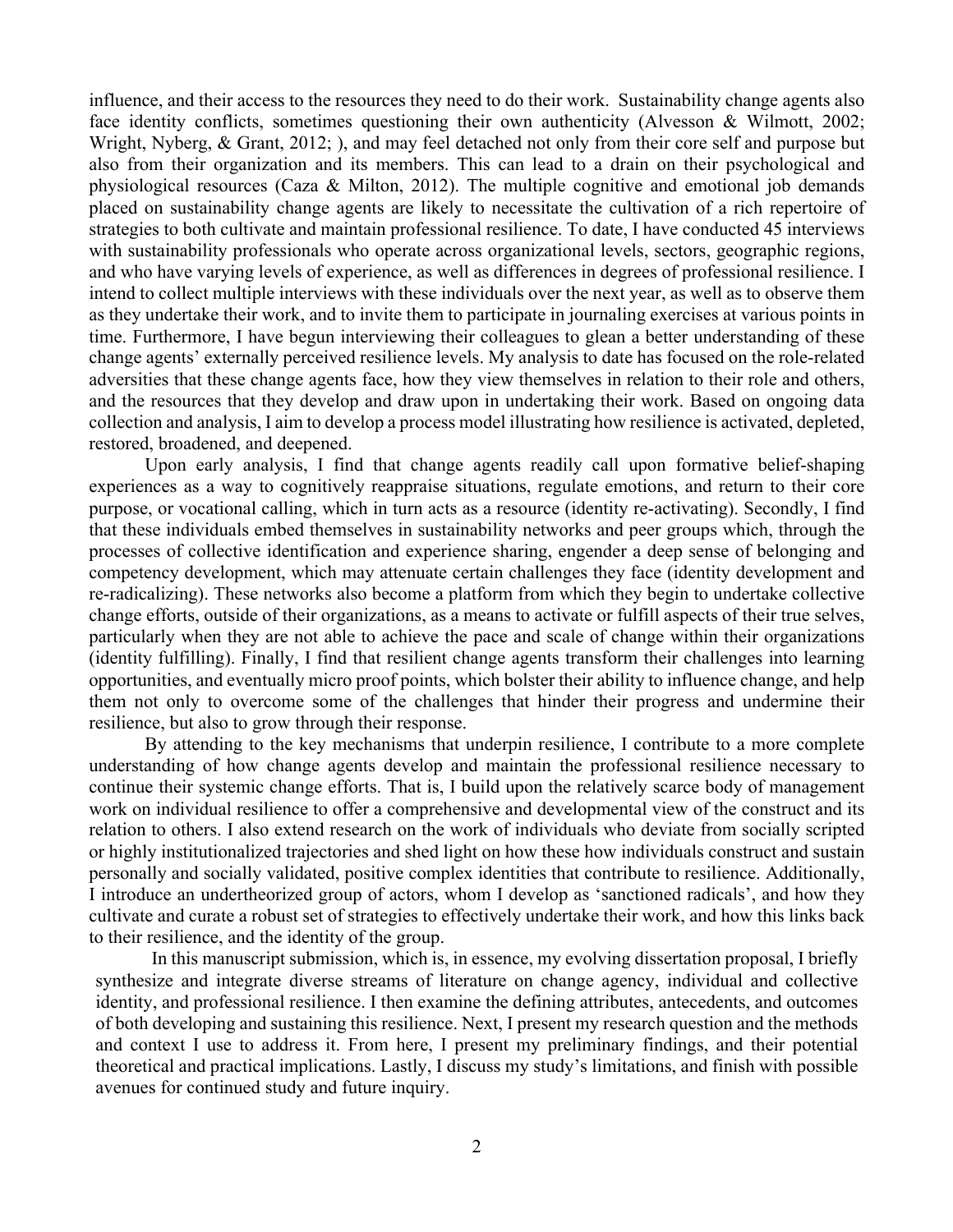influence, and their access to the resources they need to do their work. Sustainability change agents also face identity conflicts, sometimes questioning their own authenticity (Alvesson & Wilmott, 2002; Wright, Nyberg, & Grant, 2012; ), and may feel detached not only from their core self and purpose but also from their organization and its members. This can lead to a drain on their psychological and physiological resources (Caza & Milton, 2012). The multiple cognitive and emotional job demands placed on sustainability change agents are likely to necessitate the cultivation of a rich repertoire of strategies to both cultivate and maintain professional resilience. To date, I have conducted 45 interviews with sustainability professionals who operate across organizational levels, sectors, geographic regions, and who have varying levels of experience, as well as differences in degrees of professional resilience. I intend to collect multiple interviews with these individuals over the next year, as well as to observe them as they undertake their work, and to invite them to participate in journaling exercises at various points in time. Furthermore, I have begun interviewing their colleagues to glean a better understanding of these change agents' externally perceived resilience levels. My analysis to date has focused on the role-related adversities that these change agents face, how they view themselves in relation to their role and others, and the resources that they develop and draw upon in undertaking their work. Based on ongoing data collection and analysis, I aim to develop a process model illustrating how resilience is activated, depleted, restored, broadened, and deepened.

Upon early analysis, I find that change agents readily call upon formative belief-shaping experiences as a way to cognitively reappraise situations, regulate emotions, and return to their core purpose, or vocational calling, which in turn acts as a resource (identity re-activating). Secondly, I find that these individuals embed themselves in sustainability networks and peer groups which, through the processes of collective identification and experience sharing, engender a deep sense of belonging and competency development, which may attenuate certain challenges they face (identity development and re-radicalizing). These networks also become a platform from which they begin to undertake collective change efforts, outside of their organizations, as a means to activate or fulfill aspects of their true selves, particularly when they are not able to achieve the pace and scale of change within their organizations (identity fulfilling). Finally, I find that resilient change agents transform their challenges into learning opportunities, and eventually micro proof points, which bolster their ability to influence change, and help them not only to overcome some of the challenges that hinder their progress and undermine their resilience, but also to grow through their response.

By attending to the key mechanisms that underpin resilience, I contribute to a more complete understanding of how change agents develop and maintain the professional resilience necessary to continue their systemic change efforts. That is, I build upon the relatively scarce body of management work on individual resilience to offer a comprehensive and developmental view of the construct and its relation to others. I also extend research on the work of individuals who deviate from socially scripted or highly institutionalized trajectories and shed light on how these how individuals construct and sustain personally and socially validated, positive complex identities that contribute to resilience. Additionally, I introduce an undertheorized group of actors, whom I develop as 'sanctioned radicals', and how they cultivate and curate a robust set of strategies to effectively undertake their work, and how this links back to their resilience, and the identity of the group.

In this manuscript submission, which is, in essence, my evolving dissertation proposal, I briefly synthesize and integrate diverse streams of literature on change agency, individual and collective identity, and professional resilience. I then examine the defining attributes, antecedents, and outcomes of both developing and sustaining this resilience. Next, I present my research question and the methods and context I use to address it. From here, I present my preliminary findings, and their potential theoretical and practical implications. Lastly, I discuss my study's limitations, and finish with possible avenues for continued study and future inquiry.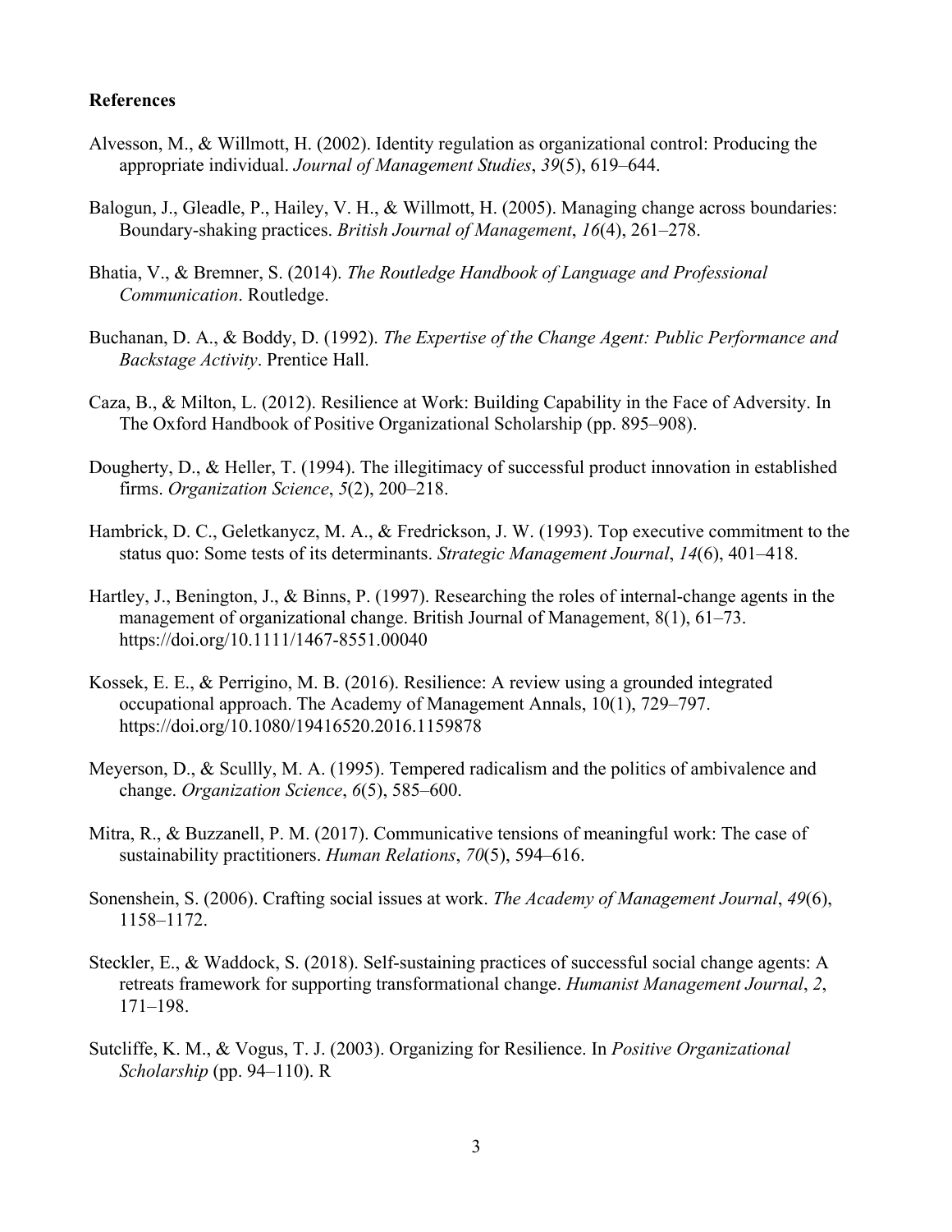**References**

Alvesson, M., & Willmott, H. (2002). Identity regulation as organizational control: Producing the appropriate individual. *Journal of Management Studies*, *39*(5), 619–644.

Balogun, J., Gleadle, P., Hailey, V. H., & Willmott, H. (2005). Managing change across boundaries: Boundary-shaking practices. *British Journal of Management*, *16*(4), 261–278.

Bhatia, V., & Bremner, S. (2014). *The Routledge Handbook of Language and Professional Communication*. Routledge.

Buchanan, D. A., & Boddy, D. (1992). *The Expertise of the Change Agent: Public Performance and Backstage Activity*. Prentice Hall.

Caza, B., & Milton, L. (2012). Resilience at Work: Building Capability in the Face of Adversity. In The Oxford Handbook of Positive Organizational Scholarship (pp. 895–908).

Dougherty, D., & Heller, T. (1994). The illegitimacy of successful product innovation in established firms. *Organization Science*, *5*(2), 200–218.

Hambrick, D. C., Geletkanycz, M. A., & Fredrickson, J. W. (1993). Top executive commitment to the status quo: Some tests of its determinants. *Strategic Management Journal*, *14*(6), 401–418.

Hartley, J., Benington, J., & Binns, P. (1997). Researching the roles of internal-change agents in the management of organizational change. British Journal of Management, 8(1), 61–73. https://doi.org/10.1111/1467-8551.00040

Kossek, E. E., & Perrigino, M. B. (2016). Resilience: A review using a grounded integrated occupational approach. The Academy of Management Annals, 10(1), 729–797. https://doi.org/10.1080/19416520.2016.1159878

Meyerson, D., & Sculliy, M. A. (1995). Tempered radicalism and the politics of ambivalence and change. *Organization Science*, *6*(5), 585–600.

Mitra, R., & Buzzanell, P. M. (2017). Communicative tensions of meaningful work: The case of sustainability practitioners. *Human Relations*, *70*(5), 594–616.

Sonenshein, S. (2006). Crafting social issues at work. *The Academy of Management Journal*, *49*(6), 1158–1172.

Steckler, E., & Waddock, S. (2018). Self-sustaining practices of successful social change agents: A retreats framework for supporting transformational change. *Humanist Management Journal*, *2*, 171–198.

Sutcliffe, K. M., & Vogus, T. J. (2003). Organizing for Resilience. In *Positive Organizational Scholarship* (pp. 94–110). R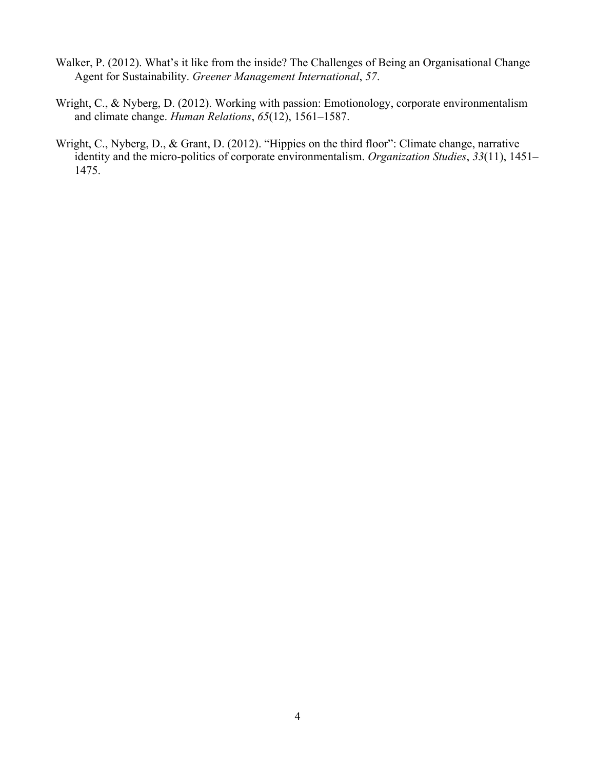Walker, P. (2012). What's it like from the inside? The Challenges of Being an Organisational Change Agent for Sustainability. *Greener Management International*, *57*.

Wright, C., & Nyberg, D. (2012). Working with passion: Emotionology, corporate environmentalism and climate change. *Human Relations*, *65*(12), 1561–1587.

Wright, C., Nyberg, D., & Grant, D. (2012). "Hippies on the third floor": Climate change, narrative identity and the micro-politics of corporate environmentalism. *Organization Studies*, *33*(11), 1451–1475.